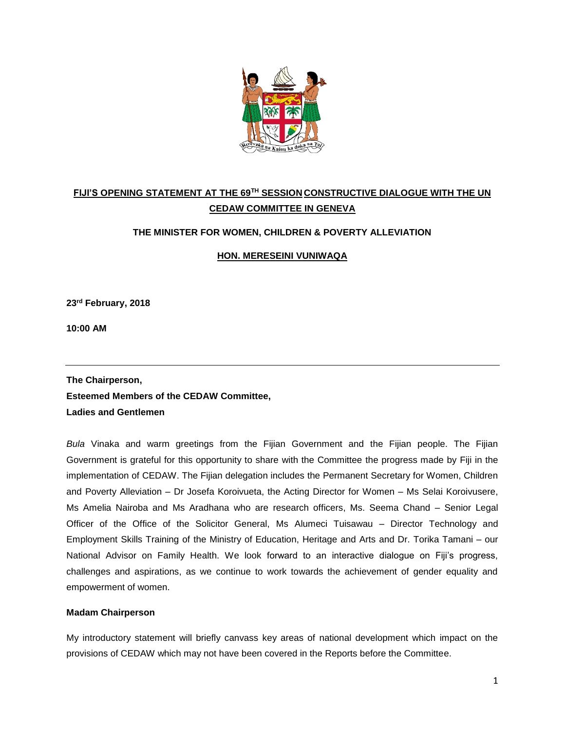**FIJI'S OPENING STATEMENT AT THE 69TH SESSION CONSTRUCTIVE DIALOGUE WITH THE UN CEDAW COMMITTEE IN GENEVA**

**THE MINISTER FOR WOMEN, CHILDREN & POVERTY ALLEVIATION**

**HON. MERESEINI VUNIWAQA**

**23rd February, 2018**

**10:00 AM**

---

**The Chairperson,**
**Esteemed Members of the CEDAW Committee,**
**Ladies and Gentlemen**

*Bula* Vinaka and warm greetings from the Fijian Government and the Fijian people. The Fijian Government is grateful for this opportunity to share with the Committee the progress made by Fiji in the implementation of CEDAW. The Fijian delegation includes the Permanent Secretary for Women, Children and Poverty Alleviation – Dr Josefa Koroivueta, the Acting Director for Women – Ms Selai Koroivusere, Ms Amelia Nairoba and Ms Aradhana who are research officers, Ms. Seema Chand – Senior Legal Officer of the Office of the Solicitor General, Ms Alumeci Tuisawau – Director Technology and Employment Skills Training of the Ministry of Education, Heritage and Arts and Dr. Torika Tamani – our National Advisor on Family Health. We look forward to an interactive dialogue on Fiji's progress, challenges and aspirations, as we continue to work towards the achievement of gender equality and empowerment of women.

**Madam Chairperson**

My introductory statement will briefly canvass key areas of national development which impact on the provisions of CEDAW which may not have been covered in the Reports before the Committee.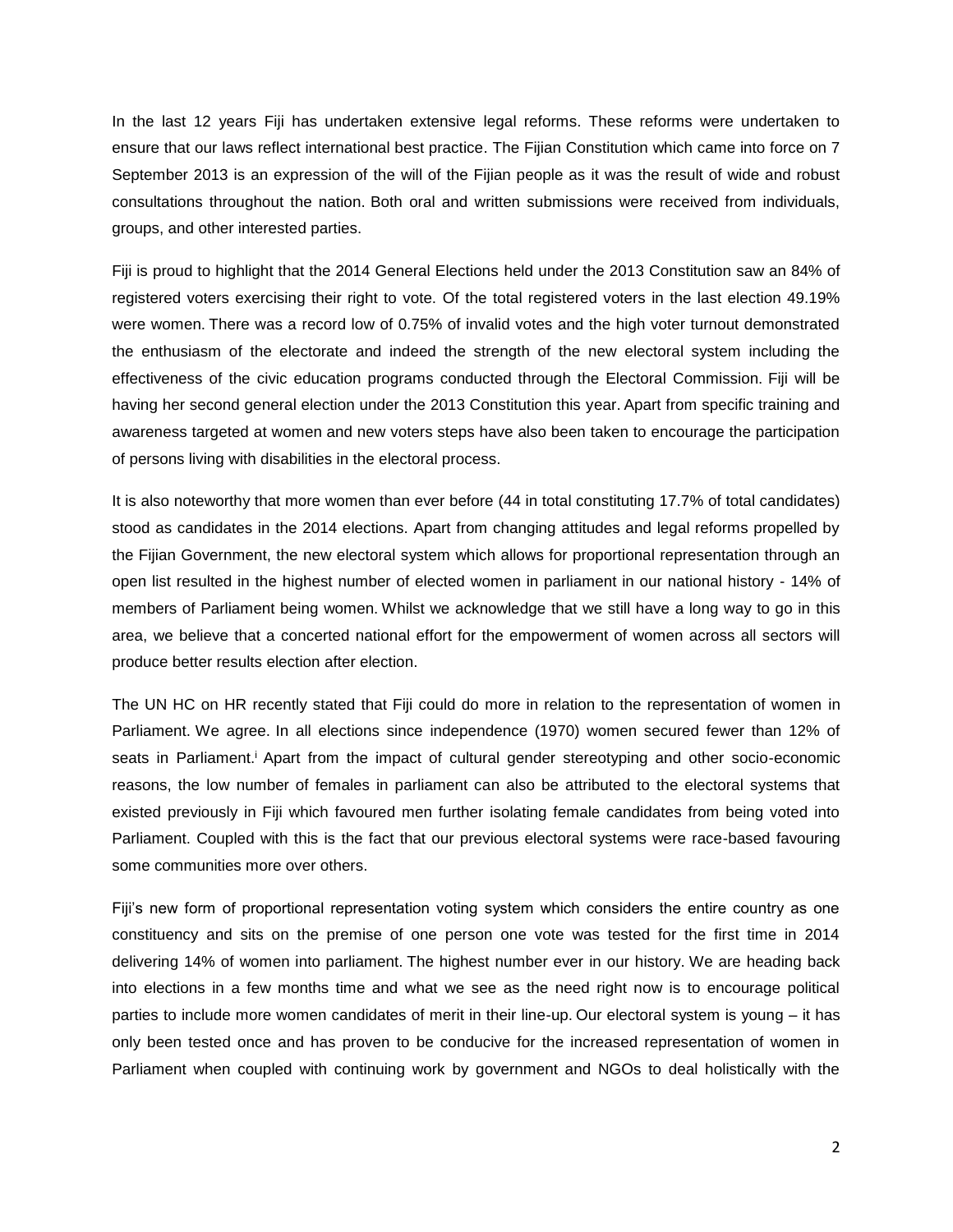In the last 12 years Fiji has undertaken extensive legal reforms. These reforms were undertaken to ensure that our laws reflect international best practice. The Fijian Constitution which came into force on 7 September 2013 is an expression of the will of the Fijian people as it was the result of wide and robust consultations throughout the nation. Both oral and written submissions were received from individuals, groups, and other interested parties.

Fiji is proud to highlight that the 2014 General Elections held under the 2013 Constitution saw an 84% of registered voters exercising their right to vote. Of the total registered voters in the last election 49.19% were women. There was a record low of 0.75% of invalid votes and the high voter turnout demonstrated the enthusiasm of the electorate and indeed the strength of the new electoral system including the effectiveness of the civic education programs conducted through the Electoral Commission. Fiji will be having her second general election under the 2013 Constitution this year. Apart from specific training and awareness targeted at women and new voters steps have also been taken to encourage the participation of persons living with disabilities in the electoral process.

It is also noteworthy that more women than ever before (44 in total constituting 17.7% of total candidates) stood as candidates in the 2014 elections. Apart from changing attitudes and legal reforms propelled by the Fijian Government, the new electoral system which allows for proportional representation through an open list resulted in the highest number of elected women in parliament in our national history - 14% of members of Parliament being women. Whilst we acknowledge that we still have a long way to go in this area, we believe that a concerted national effort for the empowerment of women across all sectors will produce better results election after election.

The UN HC on HR recently stated that Fiji could do more in relation to the representation of women in Parliament. We agree. In all elections since independence (1970) women secured fewer than 12% of seats in Parliament.[i] Apart from the impact of cultural gender stereotyping and other socio-economic reasons, the low number of females in parliament can also be attributed to the electoral systems that existed previously in Fiji which favoured men further isolating female candidates from being voted into Parliament. Coupled with this is the fact that our previous electoral systems were race-based favouring some communities more over others.

Fiji's new form of proportional representation voting system which considers the entire country as one constituency and sits on the premise of one person one vote was tested for the first time in 2014 delivering 14% of women into parliament. The highest number ever in our history. We are heading back into elections in a few months time and what we see as the need right now is to encourage political parties to include more women candidates of merit in their line-up. Our electoral system is young – it has only been tested once and has proven to be conducive for the increased representation of women in Parliament when coupled with continuing work by government and NGOs to deal holistically with the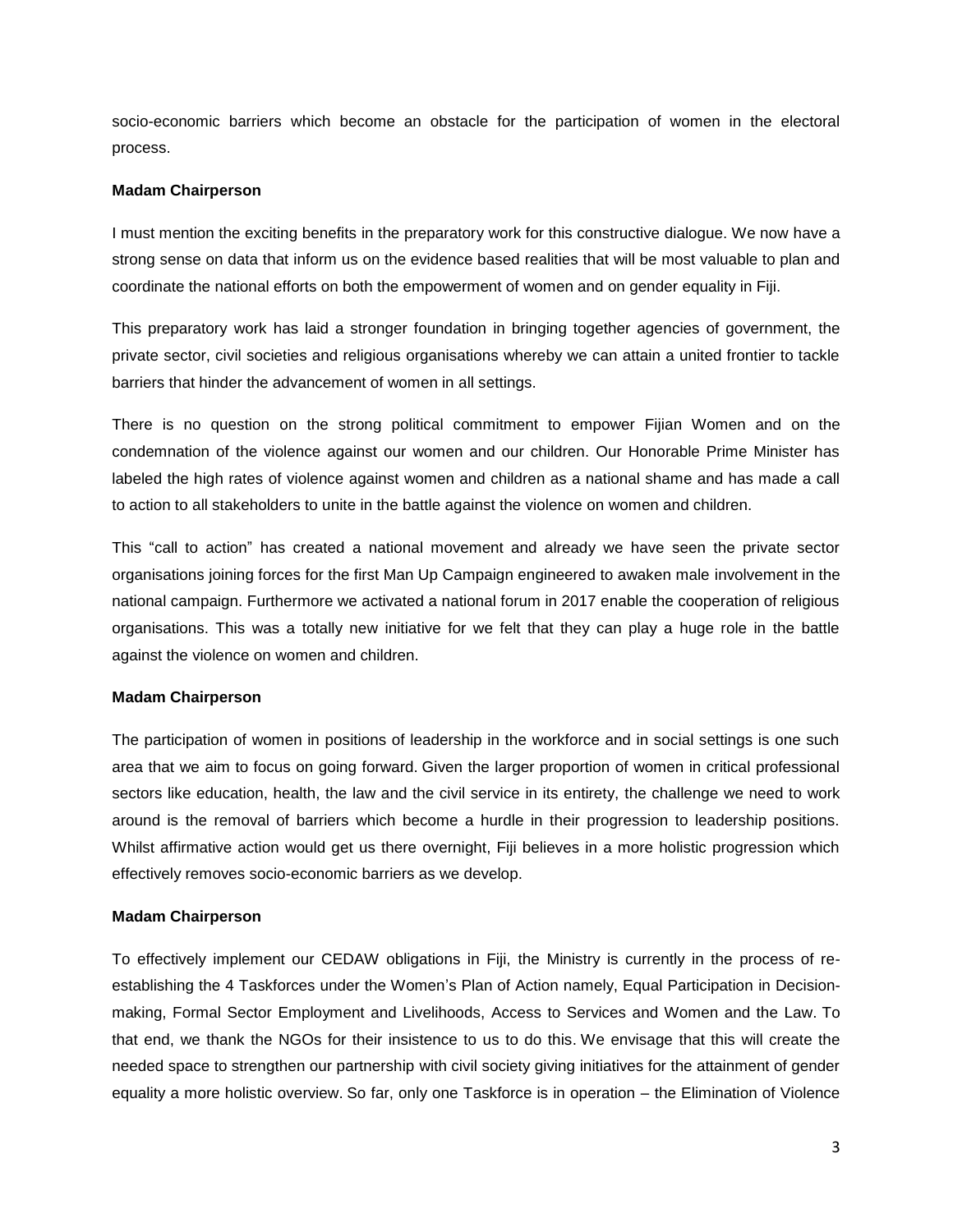socio-economic barriers which become an obstacle for the participation of women in the electoral process.

**Madam Chairperson**

I must mention the exciting benefits in the preparatory work for this constructive dialogue. We now have a strong sense on data that inform us on the evidence based realities that will be most valuable to plan and coordinate the national efforts on both the empowerment of women and on gender equality in Fiji.

This preparatory work has laid a stronger foundation in bringing together agencies of government, the private sector, civil societies and religious organisations whereby we can attain a united frontier to tackle barriers that hinder the advancement of women in all settings.

There is no question on the strong political commitment to empower Fijian Women and on the condemnation of the violence against our women and our children. Our Honorable Prime Minister has labeled the high rates of violence against women and children as a national shame and has made a call to action to all stakeholders to unite in the battle against the violence on women and children.

This "call to action" has created a national movement and already we have seen the private sector organisations joining forces for the first Man Up Campaign engineered to awaken male involvement in the national campaign. Furthermore we activated a national forum in 2017 enable the cooperation of religious organisations. This was a totally new initiative for we felt that they can play a huge role in the battle against the violence on women and children.

**Madam Chairperson**

The participation of women in positions of leadership in the workforce and in social settings is one such area that we aim to focus on going forward. Given the larger proportion of women in critical professional sectors like education, health, the law and the civil service in its entirety, the challenge we need to work around is the removal of barriers which become a hurdle in their progression to leadership positions. Whilst affirmative action would get us there overnight, Fiji believes in a more holistic progression which effectively removes socio-economic barriers as we develop.

**Madam Chairperson**

To effectively implement our CEDAW obligations in Fiji, the Ministry is currently in the process of re-establishing the 4 Taskforces under the Women's Plan of Action namely, Equal Participation in Decision-making, Formal Sector Employment and Livelihoods, Access to Services and Women and the Law. To that end, we thank the NGOs for their insistence to us to do this. We envisage that this will create the needed space to strengthen our partnership with civil society giving initiatives for the attainment of gender equality a more holistic overview. So far, only one Taskforce is in operation – the Elimination of Violence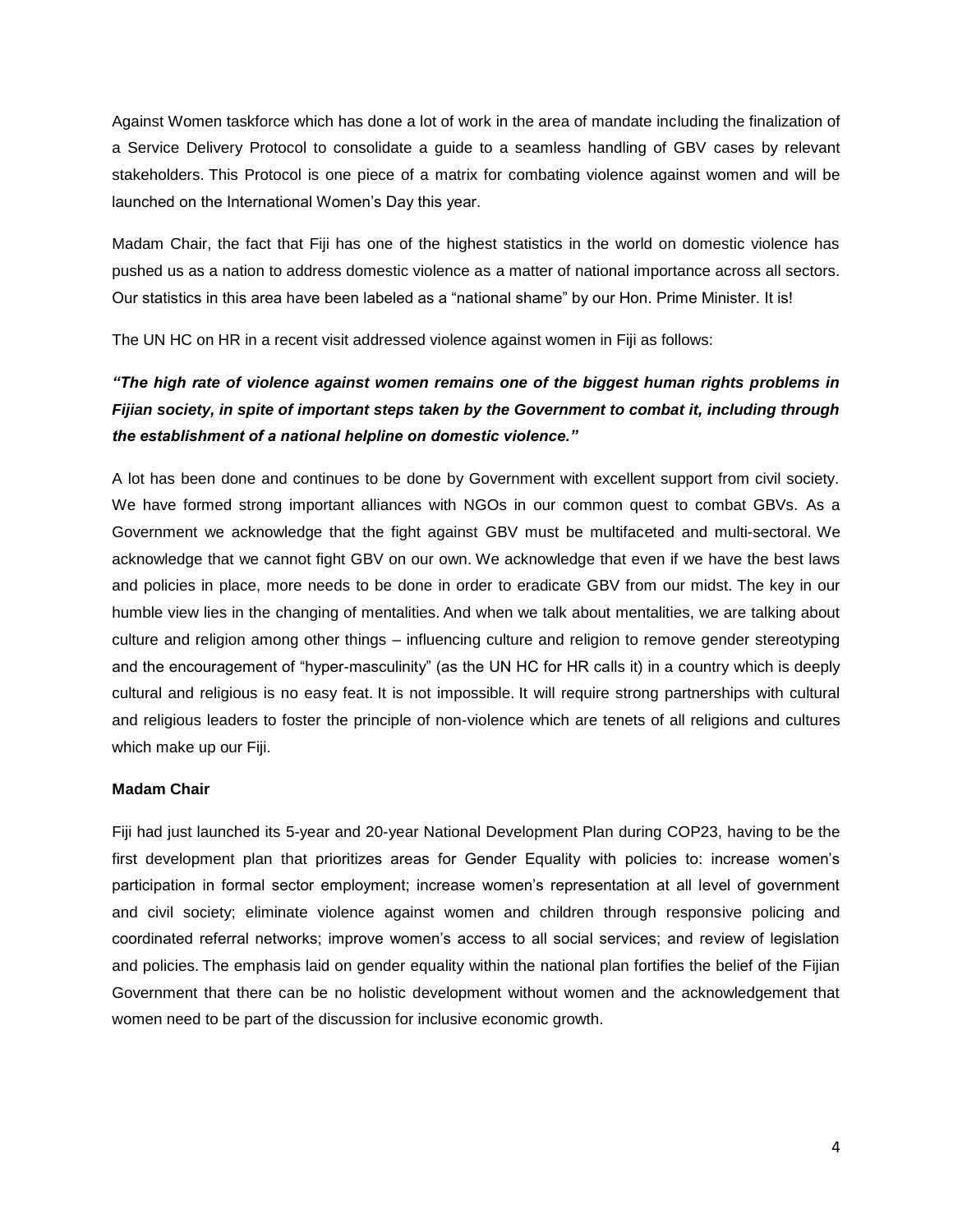Against Women taskforce which has done a lot of work in the area of mandate including the finalization of a Service Delivery Protocol to consolidate a guide to a seamless handling of GBV cases by relevant stakeholders. This Protocol is one piece of a matrix for combating violence against women and will be launched on the International Women's Day this year.

Madam Chair, the fact that Fiji has one of the highest statistics in the world on domestic violence has pushed us as a nation to address domestic violence as a matter of national importance across all sectors. Our statistics in this area have been labeled as a "national shame" by our Hon. Prime Minister. It is!

The UN HC on HR in a recent visit addressed violence against women in Fiji as follows:

***"The high rate of violence against women remains one of the biggest human rights problems in Fijian society, in spite of important steps taken by the Government to combat it, including through the establishment of a national helpline on domestic violence."***

A lot has been done and continues to be done by Government with excellent support from civil society. We have formed strong important alliances with NGOs in our common quest to combat GBVs. As a Government we acknowledge that the fight against GBV must be multifaceted and multi-sectoral. We acknowledge that we cannot fight GBV on our own. We acknowledge that even if we have the best laws and policies in place, more needs to be done in order to eradicate GBV from our midst. The key in our humble view lies in the changing of mentalities. And when we talk about mentalities, we are talking about culture and religion among other things – influencing culture and religion to remove gender stereotyping and the encouragement of "hyper-masculinity" (as the UN HC for HR calls it) in a country which is deeply cultural and religious is no easy feat. It is not impossible. It will require strong partnerships with cultural and religious leaders to foster the principle of non-violence which are tenets of all religions and cultures which make up our Fiji.

**Madam Chair**

Fiji had just launched its 5-year and 20-year National Development Plan during COP23, having to be the first development plan that prioritizes areas for Gender Equality with policies to: increase women's participation in formal sector employment; increase women's representation at all level of government and civil society; eliminate violence against women and children through responsive policing and coordinated referral networks; improve women's access to all social services; and review of legislation and policies. The emphasis laid on gender equality within the national plan fortifies the belief of the Fijian Government that there can be no holistic development without women and the acknowledgement that women need to be part of the discussion for inclusive economic growth.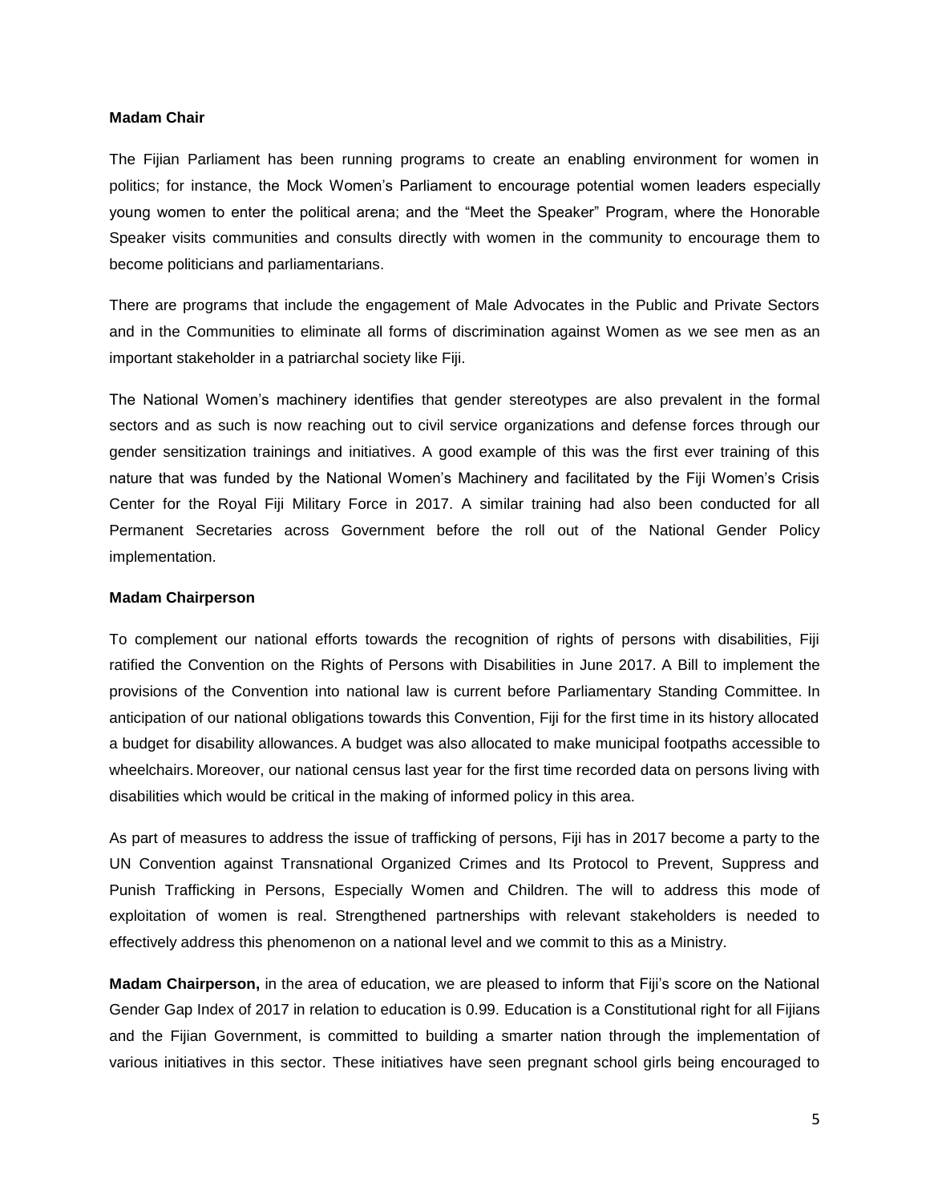**Madam Chair**

The Fijian Parliament has been running programs to create an enabling environment for women in politics; for instance, the Mock Women's Parliament to encourage potential women leaders especially young women to enter the political arena; and the "Meet the Speaker" Program, where the Honorable Speaker visits communities and consults directly with women in the community to encourage them to become politicians and parliamentarians.

There are programs that include the engagement of Male Advocates in the Public and Private Sectors and in the Communities to eliminate all forms of discrimination against Women as we see men as an important stakeholder in a patriarchal society like Fiji.

The National Women's machinery identifies that gender stereotypes are also prevalent in the formal sectors and as such is now reaching out to civil service organizations and defense forces through our gender sensitization trainings and initiatives. A good example of this was the first ever training of this nature that was funded by the National Women's Machinery and facilitated by the Fiji Women's Crisis Center for the Royal Fiji Military Force in 2017. A similar training had also been conducted for all Permanent Secretaries across Government before the roll out of the National Gender Policy implementation.

**Madam Chairperson**

To complement our national efforts towards the recognition of rights of persons with disabilities, Fiji ratified the Convention on the Rights of Persons with Disabilities in June 2017. A Bill to implement the provisions of the Convention into national law is current before Parliamentary Standing Committee. In anticipation of our national obligations towards this Convention, Fiji for the first time in its history allocated a budget for disability allowances. A budget was also allocated to make municipal footpaths accessible to wheelchairs. Moreover, our national census last year for the first time recorded data on persons living with disabilities which would be critical in the making of informed policy in this area.

As part of measures to address the issue of trafficking of persons, Fiji has in 2017 become a party to the UN Convention against Transnational Organized Crimes and Its Protocol to Prevent, Suppress and Punish Trafficking in Persons, Especially Women and Children. The will to address this mode of exploitation of women is real. Strengthened partnerships with relevant stakeholders is needed to effectively address this phenomenon on a national level and we commit to this as a Ministry.

**Madam Chairperson,** in the area of education, we are pleased to inform that Fiji's score on the National Gender Gap Index of 2017 in relation to education is 0.99. Education is a Constitutional right for all Fijians and the Fijian Government, is committed to building a smarter nation through the implementation of various initiatives in this sector. These initiatives have seen pregnant school girls being encouraged to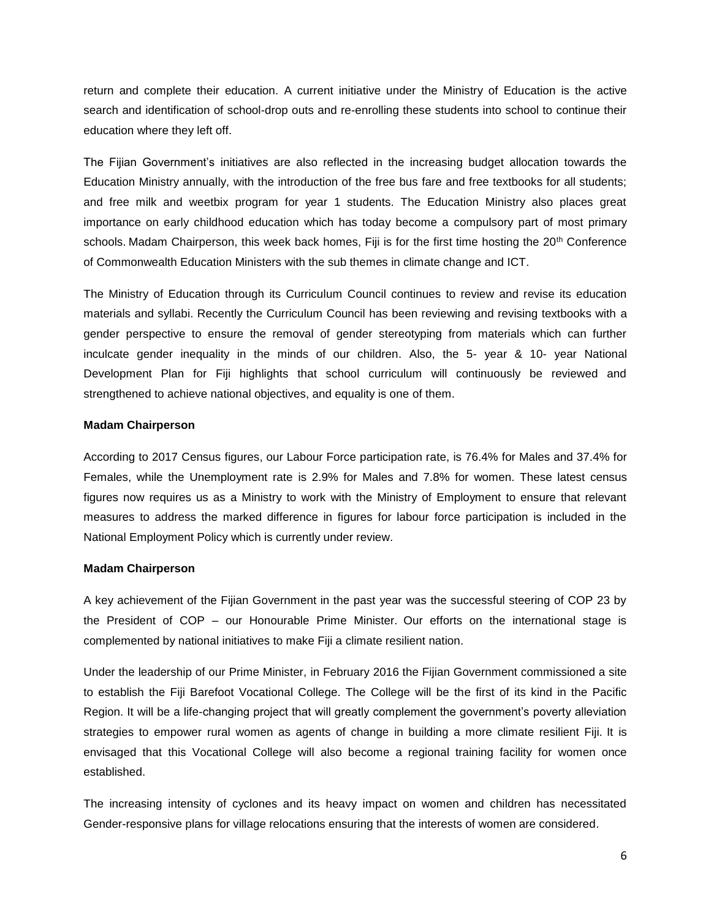return and complete their education. A current initiative under the Ministry of Education is the active search and identification of school-drop outs and re-enrolling these students into school to continue their education where they left off.

The Fijian Government's initiatives are also reflected in the increasing budget allocation towards the Education Ministry annually, with the introduction of the free bus fare and free textbooks for all students; and free milk and weetbix program for year 1 students. The Education Ministry also places great importance on early childhood education which has today become a compulsory part of most primary schools. Madam Chairperson, this week back homes, Fiji is for the first time hosting the 20th Conference of Commonwealth Education Ministers with the sub themes in climate change and ICT.

The Ministry of Education through its Curriculum Council continues to review and revise its education materials and syllabi. Recently the Curriculum Council has been reviewing and revising textbooks with a gender perspective to ensure the removal of gender stereotyping from materials which can further inculcate gender inequality in the minds of our children. Also, the 5- year & 10- year National Development Plan for Fiji highlights that school curriculum will continuously be reviewed and strengthened to achieve national objectives, and equality is one of them.

**Madam Chairperson**

According to 2017 Census figures, our Labour Force participation rate, is 76.4% for Males and 37.4% for Females, while the Unemployment rate is 2.9% for Males and 7.8% for women. These latest census figures now requires us as a Ministry to work with the Ministry of Employment to ensure that relevant measures to address the marked difference in figures for labour force participation is included in the National Employment Policy which is currently under review.

**Madam Chairperson**

A key achievement of the Fijian Government in the past year was the successful steering of COP 23 by the President of COP – our Honourable Prime Minister. Our efforts on the international stage is complemented by national initiatives to make Fiji a climate resilient nation.

Under the leadership of our Prime Minister, in February 2016 the Fijian Government commissioned a site to establish the Fiji Barefoot Vocational College. The College will be the first of its kind in the Pacific Region. It will be a life-changing project that will greatly complement the government's poverty alleviation strategies to empower rural women as agents of change in building a more climate resilient Fiji. It is envisaged that this Vocational College will also become a regional training facility for women once established.

The increasing intensity of cyclones and its heavy impact on women and children has necessitated Gender-responsive plans for village relocations ensuring that the interests of women are considered.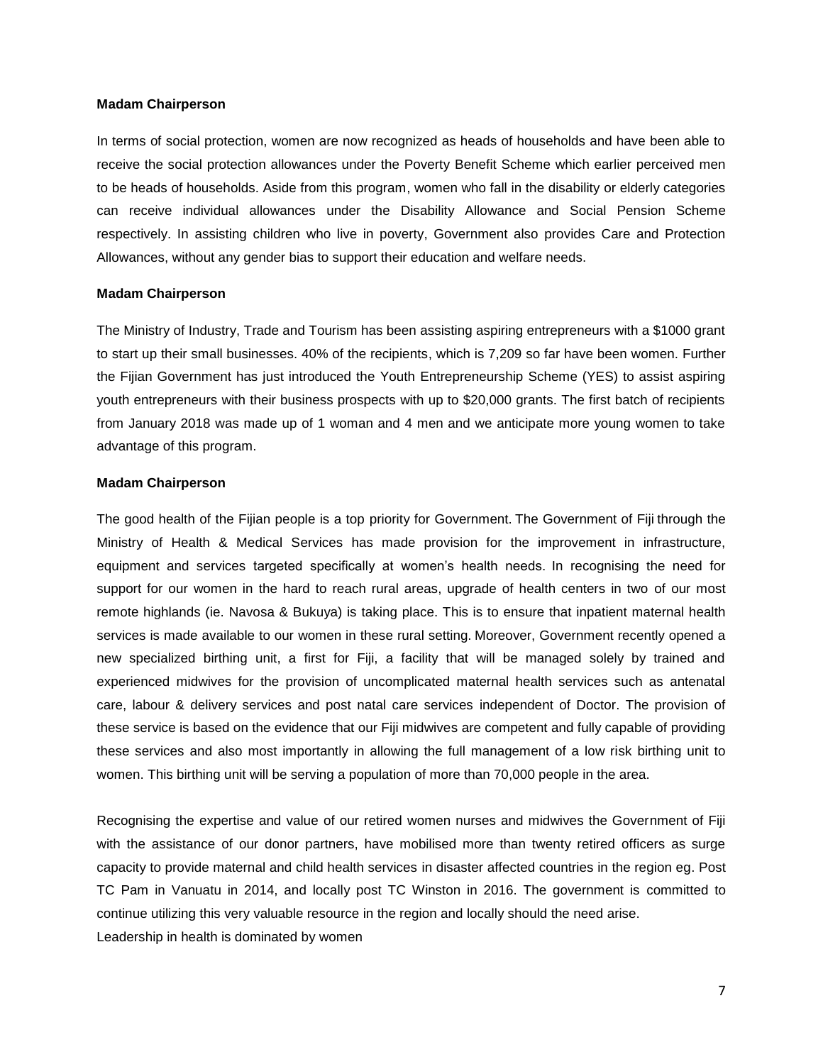**Madam Chairperson**

In terms of social protection, women are now recognized as heads of households and have been able to receive the social protection allowances under the Poverty Benefit Scheme which earlier perceived men to be heads of households. Aside from this program, women who fall in the disability or elderly categories can receive individual allowances under the Disability Allowance and Social Pension Scheme respectively. In assisting children who live in poverty, Government also provides Care and Protection Allowances, without any gender bias to support their education and welfare needs.

**Madam Chairperson**

The Ministry of Industry, Trade and Tourism has been assisting aspiring entrepreneurs with a $1000 grant to start up their small businesses. 40% of the recipients, which is 7,209 so far have been women. Further the Fijian Government has just introduced the Youth Entrepreneurship Scheme (YES) to assist aspiring youth entrepreneurs with their business prospects with up to $20,000 grants. The first batch of recipients from January 2018 was made up of 1 woman and 4 men and we anticipate more young women to take advantage of this program.

**Madam Chairperson**

The good health of the Fijian people is a top priority for Government. The Government of Fiji through the Ministry of Health & Medical Services has made provision for the improvement in infrastructure, equipment and services targeted specifically at women's health needs. In recognising the need for support for our women in the hard to reach rural areas, upgrade of health centers in two of our most remote highlands (ie. Navosa & Bukuya) is taking place. This is to ensure that inpatient maternal health services is made available to our women in these rural setting. Moreover, Government recently opened a new specialized birthing unit, a first for Fiji, a facility that will be managed solely by trained and experienced midwives for the provision of uncomplicated maternal health services such as antenatal care, labour & delivery services and post natal care services independent of Doctor. The provision of these service is based on the evidence that our Fiji midwives are competent and fully capable of providing these services and also most importantly in allowing the full management of a low risk birthing unit to women. This birthing unit will be serving a population of more than 70,000 people in the area.

Recognising the expertise and value of our retired women nurses and midwives the Government of Fiji with the assistance of our donor partners, have mobilised more than twenty retired officers as surge capacity to provide maternal and child health services in disaster affected countries in the region eg. Post TC Pam in Vanuatu in 2014, and locally post TC Winston in 2016. The government is committed to continue utilizing this very valuable resource in the region and locally should the need arise.

Leadership in health is dominated by women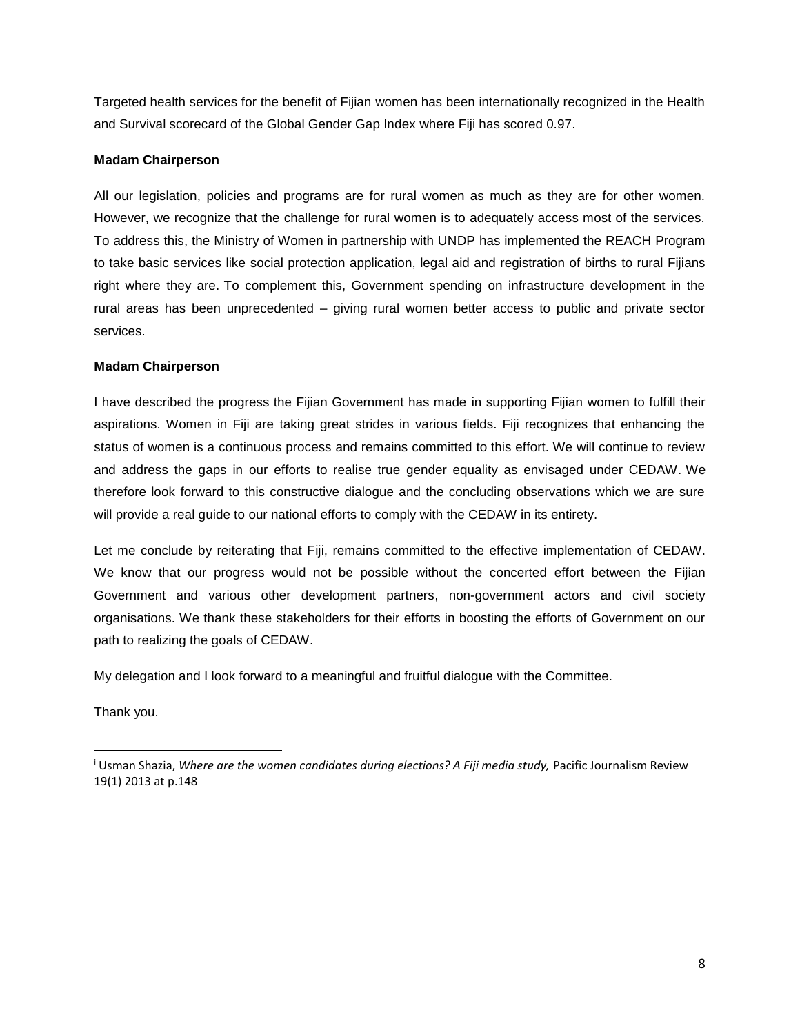Targeted health services for the benefit of Fijian women has been internationally recognized in the Health and Survival scorecard of the Global Gender Gap Index where Fiji has scored 0.97.

**Madam Chairperson**

All our legislation, policies and programs are for rural women as much as they are for other women. However, we recognize that the challenge for rural women is to adequately access most of the services. To address this, the Ministry of Women in partnership with UNDP has implemented the REACH Program to take basic services like social protection application, legal aid and registration of births to rural Fijians right where they are. To complement this, Government spending on infrastructure development in the rural areas has been unprecedented – giving rural women better access to public and private sector services.

**Madam Chairperson**

I have described the progress the Fijian Government has made in supporting Fijian women to fulfill their aspirations. Women in Fiji are taking great strides in various fields. Fiji recognizes that enhancing the status of women is a continuous process and remains committed to this effort. We will continue to review and address the gaps in our efforts to realise true gender equality as envisaged under CEDAW. We therefore look forward to this constructive dialogue and the concluding observations which we are sure will provide a real guide to our national efforts to comply with the CEDAW in its entirety.

Let me conclude by reiterating that Fiji, remains committed to the effective implementation of CEDAW. We know that our progress would not be possible without the concerted effort between the Fijian Government and various other development partners, non-government actors and civil society organisations. We thank these stakeholders for their efforts in boosting the efforts of Government on our path to realizing the goals of CEDAW.

My delegation and I look forward to a meaningful and fruitful dialogue with the Committee.

Thank you.

---

[i] Usman Shazia, *Where are the women candidates during elections? A Fiji media study,* Pacific Journalism Review 19(1) 2013 at p.148